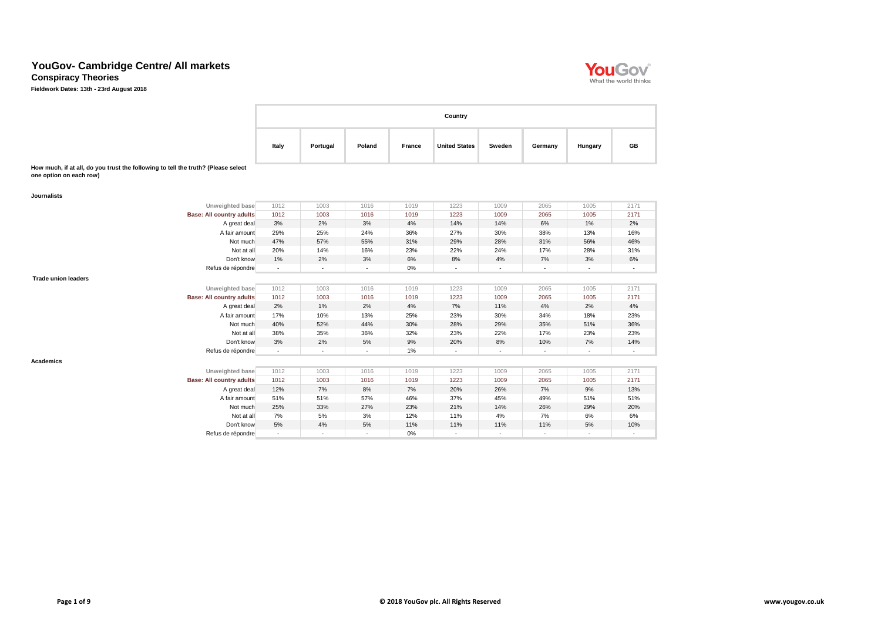# YouGov- Cambridge Centre/ All markets

## Conspiracy Theories

**Fieldwork Dates: 13th - 23rd August 2018**

**How much, if at all, do you trust the following to tell the truth? (Please select one option on each row)**

**Journalists**

| | Italy | Portugal | Poland | France | United States | Sweden | Germany | Hungary | GB |
|---|---|---|---|---|---|---|---|---|---|
| Unweighted base | 1012 | 1003 | 1016 | 1019 | 1223 | 1009 | 2065 | 1005 | 2171 |
| Base: All country adults | 1012 | 1003 | 1016 | 1019 | 1223 | 1009 | 2065 | 1005 | 2171 |
| A great deal | 3% | 2% | 3% | 4% | 14% | 14% | 6% | 1% | 2% |
| A fair amount | 29% | 25% | 24% | 36% | 27% | 30% | 38% | 13% | 16% |
| Not much | 47% | 57% | 55% | 31% | 29% | 28% | 31% | 56% | 46% |
| Not at all | 20% | 14% | 16% | 23% | 22% | 24% | 17% | 28% | 31% |
| Don't know | 1% | 2% | 3% | 6% | 8% | 4% | 7% | 3% | 6% |
| Refus de répondre | - | - | - | 0% | - | - | - | - | - |

**Trade union leaders**

| | Italy | Portugal | Poland | France | United States | Sweden | Germany | Hungary | GB |
|---|---|---|---|---|---|---|---|---|---|
| Unweighted base | 1012 | 1003 | 1016 | 1019 | 1223 | 1009 | 2065 | 1005 | 2171 |
| Base: All country adults | 1012 | 1003 | 1016 | 1019 | 1223 | 1009 | 2065 | 1005 | 2171 |
| A great deal | 2% | 1% | 2% | 4% | 7% | 11% | 4% | 2% | 4% |
| A fair amount | 17% | 10% | 13% | 25% | 23% | 30% | 34% | 18% | 23% |
| Not much | 40% | 52% | 44% | 30% | 28% | 29% | 35% | 51% | 36% |
| Not at all | 38% | 35% | 36% | 32% | 23% | 22% | 17% | 23% | 23% |
| Don't know | 3% | 2% | 5% | 9% | 20% | 8% | 10% | 7% | 14% |
| Refus de répondre | - | - | - | 1% | - | - | - | - | - |

**Academics**

| | Italy | Portugal | Poland | France | United States | Sweden | Germany | Hungary | GB |
|---|---|---|---|---|---|---|---|---|---|
| Unweighted base | 1012 | 1003 | 1016 | 1019 | 1223 | 1009 | 2065 | 1005 | 2171 |
| Base: All country adults | 1012 | 1003 | 1016 | 1019 | 1223 | 1009 | 2065 | 1005 | 2171 |
| A great deal | 12% | 7% | 8% | 7% | 20% | 26% | 7% | 9% | 13% |
| A fair amount | 51% | 51% | 57% | 46% | 37% | 45% | 49% | 51% | 51% |
| Not much | 25% | 33% | 27% | 23% | 21% | 14% | 26% | 29% | 20% |
| Not at all | 7% | 5% | 3% | 12% | 11% | 4% | 7% | 6% | 6% |
| Don't know | 5% | 4% | 5% | 11% | 11% | 11% | 11% | 5% | 10% |
| Refus de répondre | - | - | - | 0% | - | - | - | - | - |

© 2018 YouGov plc. All Rights Reserved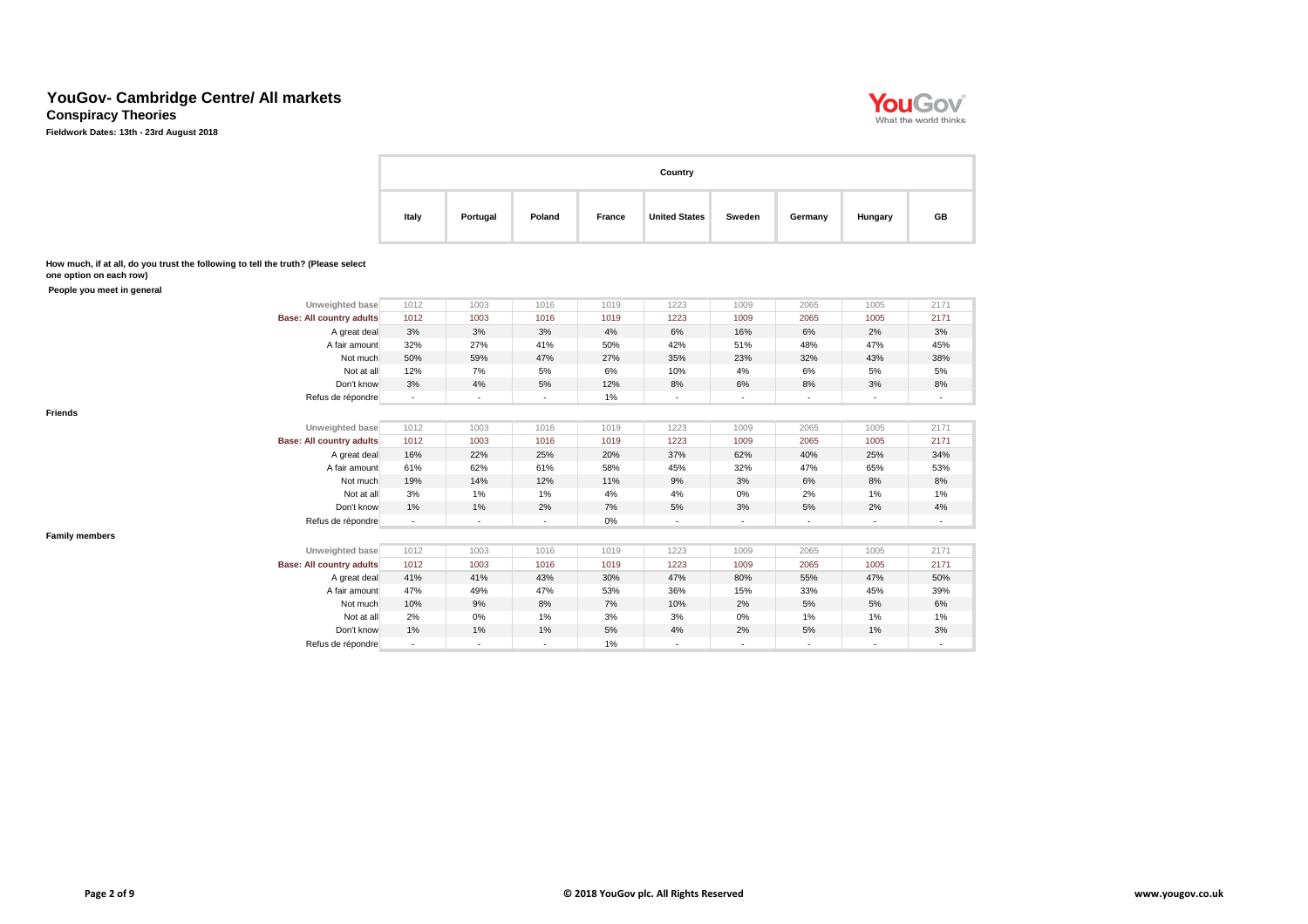# YouGov- Cambridge Centre/ All markets

## Conspiracy Theories

**Fieldwork Dates: 13th - 23rd August 2018**

**How much, if at all, do you trust the following to tell the truth? (Please select one option on each row)**

**People you meet in general**

| | Italy | Portugal | Poland | France | United States | Sweden | Germany | Hungary | GB |
|---|---|---|---|---|---|---|---|---|---|
| Unweighted base | 1012 | 1003 | 1016 | 1019 | 1223 | 1009 | 2065 | 1005 | 2171 |
| Base: All country adults | 1012 | 1003 | 1016 | 1019 | 1223 | 1009 | 2065 | 1005 | 2171 |
| A great deal | 3% | 3% | 3% | 4% | 6% | 16% | 6% | 2% | 3% |
| A fair amount | 32% | 27% | 41% | 50% | 42% | 51% | 48% | 47% | 45% |
| Not much | 50% | 59% | 47% | 27% | 35% | 23% | 32% | 43% | 38% |
| Not at all | 12% | 7% | 5% | 6% | 10% | 4% | 6% | 5% | 5% |
| Don't know | 3% | 4% | 5% | 12% | 8% | 6% | 8% | 3% | 8% |
| Refus de répondre | - | - | - | 1% | - | - | - | - | - |

**Friends**

| | Italy | Portugal | Poland | France | United States | Sweden | Germany | Hungary | GB |
|---|---|---|---|---|---|---|---|---|---|
| Unweighted base | 1012 | 1003 | 1016 | 1019 | 1223 | 1009 | 2065 | 1005 | 2171 |
| Base: All country adults | 1012 | 1003 | 1016 | 1019 | 1223 | 1009 | 2065 | 1005 | 2171 |
| A great deal | 16% | 22% | 25% | 20% | 37% | 62% | 40% | 25% | 34% |
| A fair amount | 61% | 62% | 61% | 58% | 45% | 32% | 47% | 65% | 53% |
| Not much | 19% | 14% | 12% | 11% | 9% | 3% | 6% | 8% | 8% |
| Not at all | 3% | 1% | 1% | 4% | 4% | 0% | 2% | 1% | 1% |
| Don't know | 1% | 1% | 2% | 7% | 5% | 3% | 5% | 2% | 4% |
| Refus de répondre | - | - | - | 0% | - | - | - | - | - |

**Family members**

| | Italy | Portugal | Poland | France | United States | Sweden | Germany | Hungary | GB |
|---|---|---|---|---|---|---|---|---|---|
| Unweighted base | 1012 | 1003 | 1016 | 1019 | 1223 | 1009 | 2065 | 1005 | 2171 |
| Base: All country adults | 1012 | 1003 | 1016 | 1019 | 1223 | 1009 | 2065 | 1005 | 2171 |
| A great deal | 41% | 41% | 43% | 30% | 47% | 80% | 55% | 47% | 50% |
| A fair amount | 47% | 49% | 47% | 53% | 36% | 15% | 33% | 45% | 39% |
| Not much | 10% | 9% | 8% | 7% | 10% | 2% | 5% | 5% | 6% |
| Not at all | 2% | 0% | 1% | 3% | 3% | 0% | 1% | 1% | 1% |
| Don't know | 1% | 1% | 1% | 5% | 4% | 2% | 5% | 1% | 3% |
| Refus de répondre | - | - | - | 1% | - | - | - | - | - |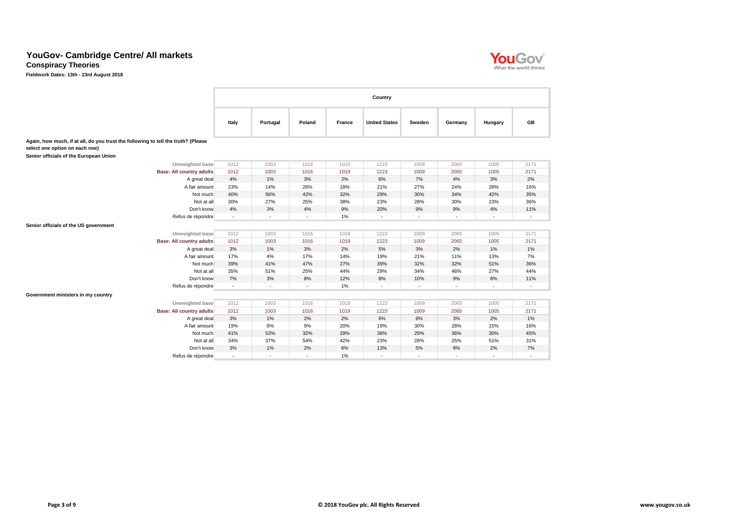# YouGov- Cambridge Centre/ All markets

## Conspiracy Theories

**Fieldwork Dates: 13th - 23rd August 2018**

| | Country | | | | | | | | |
|---|---|---|---|---|---|---|---|---|---|
| | Italy | Portugal | Poland | France | United States | Sweden | Germany | Hungary | GB |
| **Again, how much, if at all, do you trust the following to tell the truth? (Please select one option on each row)** | | | | | | | | | |
| **Senior officials of the European Union** | | | | | | | | | |
| Unweighted base | 1012 | 1003 | 1016 | 1019 | 1223 | 1009 | 2065 | 1005 | 2171 |
| **Base: All country adults** | 1012 | 1003 | 1016 | 1019 | 1223 | 1009 | 2065 | 1005 | 2171 |
| A great deal | 4% | 1% | 3% | 2% | 6% | 7% | 4% | 3% | 2% |
| A fair amount | 23% | 14% | 26% | 18% | 21% | 27% | 24% | 28% | 16% |
| Not much | 40% | 56% | 42% | 32% | 29% | 30% | 34% | 42% | 35% |
| Not at all | 30% | 27% | 25% | 38% | 23% | 28% | 30% | 23% | 36% |
| Don't know | 4% | 3% | 4% | 9% | 20% | 9% | 9% | 4% | 11% |
| Refus de répondre | - | - | - | 1% | - | - | - | - | - |
| **Senior officials of the US government** | | | | | | | | | |
| Unweighted base | 1012 | 1003 | 1016 | 1019 | 1223 | 1009 | 2065 | 1005 | 2171 |
| **Base: All country adults** | 1012 | 1003 | 1016 | 1019 | 1223 | 1009 | 2065 | 1005 | 2171 |
| A great deal | 3% | 1% | 3% | 2% | 5% | 3% | 2% | 1% | 1% |
| A fair amount | 17% | 4% | 17% | 14% | 19% | 21% | 11% | 13% | 7% |
| Not much | 39% | 41% | 47% | 27% | 39% | 32% | 32% | 51% | 36% |
| Not at all | 35% | 51% | 25% | 44% | 29% | 34% | 46% | 27% | 44% |
| Don't know | 7% | 3% | 8% | 12% | 8% | 10% | 9% | 8% | 11% |
| Refus de répondre | - | - | - | 1% | - | - | - | - | - |
| **Government ministers in my country** | | | | | | | | | |
| Unweighted base | 1012 | 1003 | 1016 | 1019 | 1223 | 1009 | 2065 | 1005 | 2171 |
| **Base: All country adults** | 1012 | 1003 | 1016 | 1019 | 1223 | 1009 | 2065 | 1005 | 2171 |
| A great deal | 3% | 1% | 2% | 2% | 6% | 8% | 3% | 2% | 1% |
| A fair amount | 19% | 8% | 9% | 20% | 19% | 30% | 28% | 15% | 16% |
| Not much | 41% | 53% | 32% | 29% | 38% | 29% | 36% | 30% | 45% |
| Not at all | 34% | 37% | 54% | 42% | 23% | 28% | 25% | 51% | 31% |
| Don't know | 3% | 1% | 2% | 6% | 13% | 5% | 9% | 2% | 7% |
| Refus de répondre | - | - | - | 1% | - | - | - | - | - |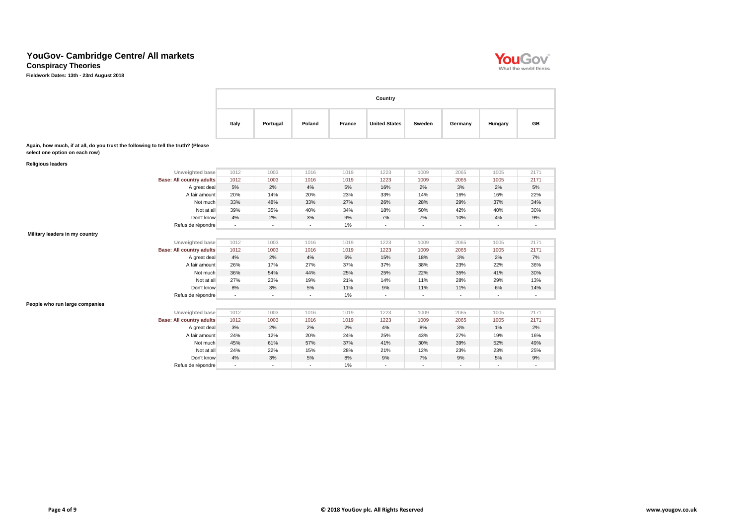# YouGov- Cambridge Centre/ All markets

## Conspiracy Theories

**Fieldwork Dates: 13th - 23rd August 2018**

**Again, how much, if at all, do you trust the following to tell the truth? (Please select one option on each row)**

**Religious leaders**

| | Italy | Portugal | Poland | France | United States | Sweden | Germany | Hungary | GB |
|---|---|---|---|---|---|---|---|---|---|
| Unweighted base | 1012 | 1003 | 1016 | 1019 | 1223 | 1009 | 2065 | 1005 | 2171 |
| Base: All country adults | 1012 | 1003 | 1016 | 1019 | 1223 | 1009 | 2065 | 1005 | 2171 |
| A great deal | 5% | 2% | 4% | 5% | 16% | 2% | 3% | 2% | 5% |
| A fair amount | 20% | 14% | 20% | 23% | 33% | 14% | 16% | 16% | 22% |
| Not much | 33% | 48% | 33% | 27% | 26% | 28% | 29% | 37% | 34% |
| Not at all | 39% | 35% | 40% | 34% | 18% | 50% | 42% | 40% | 30% |
| Don't know | 4% | 2% | 3% | 9% | 7% | 7% | 10% | 4% | 9% |
| Refus de répondre | - | - | - | 1% | - | - | - | - | - |

**Military leaders in my country**

| | Italy | Portugal | Poland | France | United States | Sweden | Germany | Hungary | GB |
|---|---|---|---|---|---|---|---|---|---|
| Unweighted base | 1012 | 1003 | 1016 | 1019 | 1223 | 1009 | 2065 | 1005 | 2171 |
| Base: All country adults | 1012 | 1003 | 1016 | 1019 | 1223 | 1009 | 2065 | 1005 | 2171 |
| A great deal | 4% | 2% | 4% | 6% | 15% | 18% | 3% | 2% | 7% |
| A fair amount | 26% | 17% | 27% | 37% | 37% | 38% | 23% | 22% | 36% |
| Not much | 36% | 54% | 44% | 25% | 25% | 22% | 35% | 41% | 30% |
| Not at all | 27% | 23% | 19% | 21% | 14% | 11% | 28% | 29% | 13% |
| Don't know | 8% | 3% | 5% | 11% | 9% | 11% | 11% | 6% | 14% |
| Refus de répondre | - | - | - | 1% | - | - | - | - | - |

**People who run large companies**

| | Italy | Portugal | Poland | France | United States | Sweden | Germany | Hungary | GB |
|---|---|---|---|---|---|---|---|---|---|
| Unweighted base | 1012 | 1003 | 1016 | 1019 | 1223 | 1009 | 2065 | 1005 | 2171 |
| Base: All country adults | 1012 | 1003 | 1016 | 1019 | 1223 | 1009 | 2065 | 1005 | 2171 |
| A great deal | 3% | 2% | 2% | 2% | 4% | 8% | 3% | 1% | 2% |
| A fair amount | 24% | 12% | 20% | 24% | 25% | 43% | 27% | 19% | 16% |
| Not much | 45% | 61% | 57% | 37% | 41% | 30% | 39% | 52% | 49% |
| Not at all | 24% | 22% | 15% | 28% | 21% | 12% | 23% | 23% | 25% |
| Don't know | 4% | 3% | 5% | 8% | 9% | 7% | 9% | 5% | 9% |
| Refus de répondre | - | - | - | 1% | - | - | - | - | - |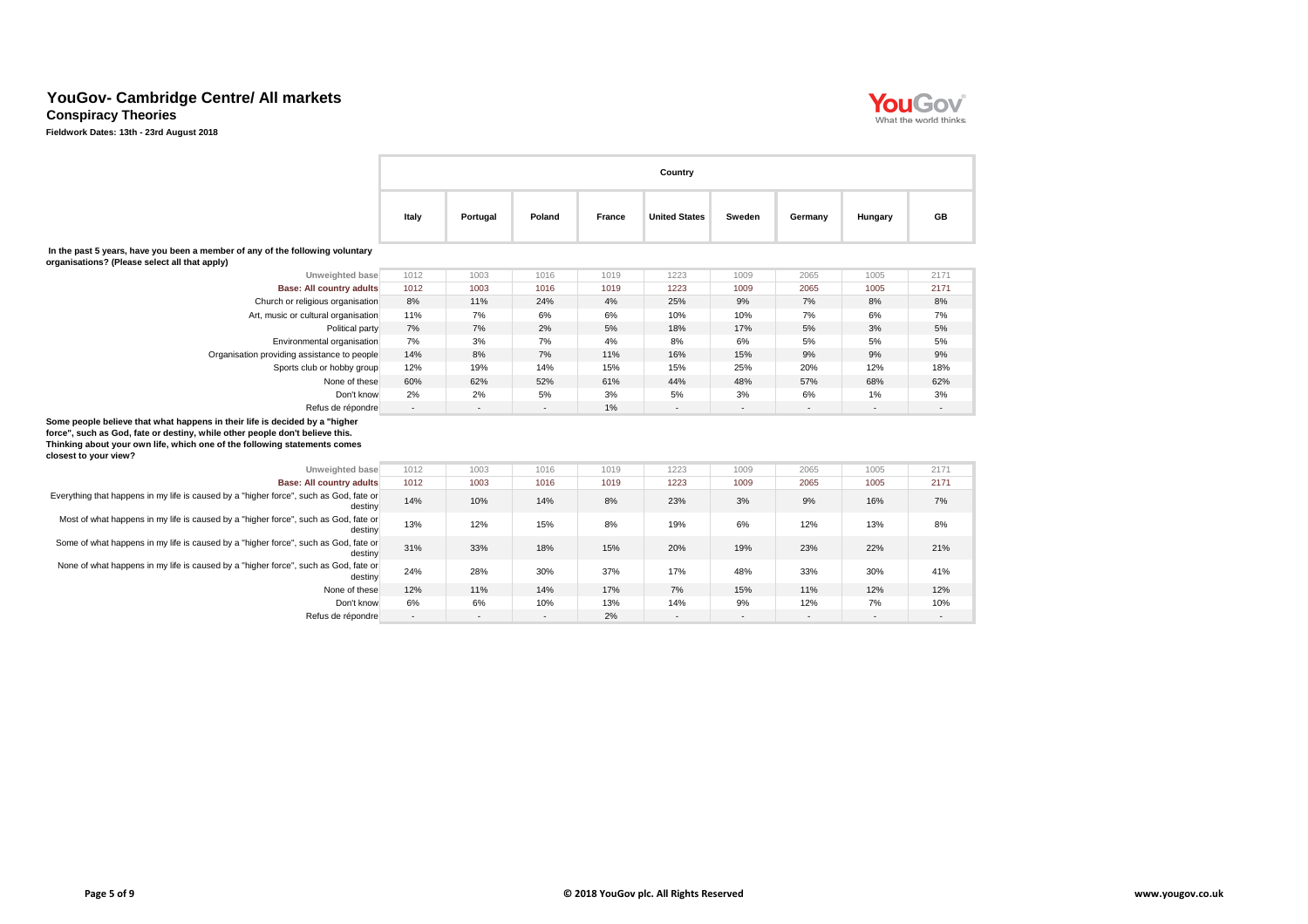# YouGov- Cambridge Centre/ All markets

## Conspiracy Theories

**Fieldwork Dates: 13th - 23rd August 2018**

| | Country | | | | | | | | |
|---|---|---|---|---|---|---|---|---|---|
| | Italy | Portugal | Poland | France | United States | Sweden | Germany | Hungary | GB |
| **In the past 5 years, have you been a member of any of the following voluntary organisations? (Please select all that apply)** | | | | | | | | | |
| Unweighted base | 1012 | 1003 | 1016 | 1019 | 1223 | 1009 | 2065 | 1005 | 2171 |
| **Base: All country adults** | 1012 | 1003 | 1016 | 1019 | 1223 | 1009 | 2065 | 1005 | 2171 |
| Church or religious organisation | 8% | 11% | 24% | 4% | 25% | 9% | 7% | 8% | 8% |
| Art, music or cultural organisation | 11% | 7% | 6% | 6% | 10% | 10% | 7% | 6% | 7% |
| Political party | 7% | 7% | 2% | 5% | 18% | 17% | 5% | 3% | 5% |
| Environmental organisation | 7% | 3% | 7% | 4% | 8% | 6% | 5% | 5% | 5% |
| Organisation providing assistance to people | 14% | 8% | 7% | 11% | 16% | 15% | 9% | 9% | 9% |
| Sports club or hobby group | 12% | 19% | 14% | 15% | 15% | 25% | 20% | 12% | 18% |
| None of these | 60% | 62% | 52% | 61% | 44% | 48% | 57% | 68% | 62% |
| Don't know | 2% | 2% | 5% | 3% | 5% | 3% | 6% | 1% | 3% |
| Refus de répondre | - | - | - | 1% | - | - | - | - | - |
| **Some people believe that what happens in their life is decided by a "higher force", such as God, fate or destiny, while other people don't believe this. Thinking about your own life, which one of the following statements comes closest to your view?** | | | | | | | | | |
| Unweighted base | 1012 | 1003 | 1016 | 1019 | 1223 | 1009 | 2065 | 1005 | 2171 |
| **Base: All country adults** | 1012 | 1003 | 1016 | 1019 | 1223 | 1009 | 2065 | 1005 | 2171 |
| Everything that happens in my life is caused by a "higher force", such as God, fate or destiny | 14% | 10% | 14% | 8% | 23% | 3% | 9% | 16% | 7% |
| Most of what happens in my life is caused by a "higher force", such as God, fate or destiny | 13% | 12% | 15% | 8% | 19% | 6% | 12% | 13% | 8% |
| Some of what happens in my life is caused by a "higher force", such as God, fate or destiny | 31% | 33% | 18% | 15% | 20% | 19% | 23% | 22% | 21% |
| None of what happens in my life is caused by a "higher force", such as God, fate or destiny | 24% | 28% | 30% | 37% | 17% | 48% | 33% | 30% | 41% |
| None of these | 12% | 11% | 14% | 17% | 7% | 15% | 11% | 12% | 12% |
| Don't know | 6% | 6% | 10% | 13% | 14% | 9% | 12% | 7% | 10% |
| Refus de répondre | - | - | - | 2% | - | - | - | - | - |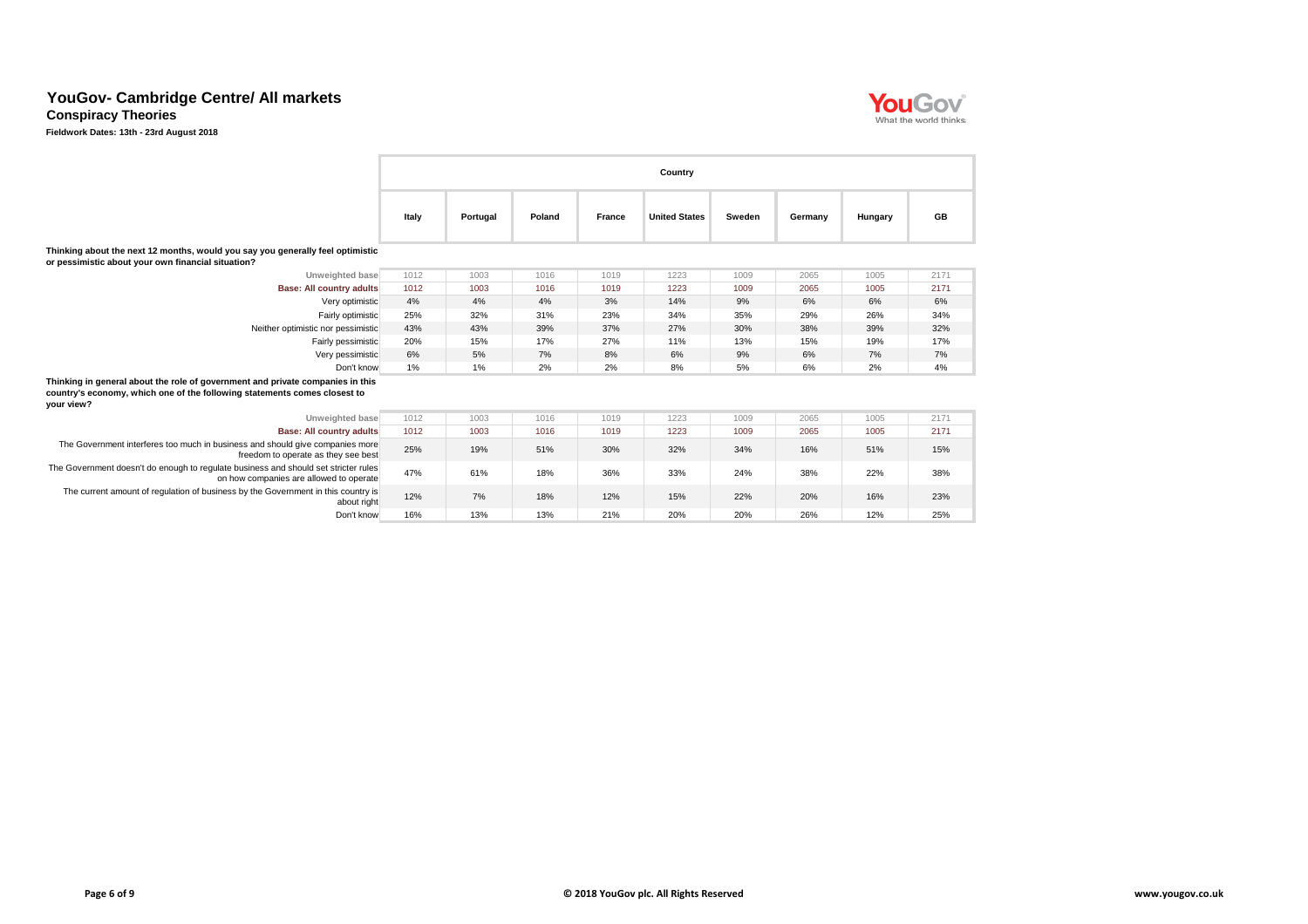# YouGov- Cambridge Centre/ All markets

## Conspiracy Theories

**Fieldwork Dates: 13th - 23rd August 2018**

| | Country | | | | | | | | |
|---|---|---|---|---|---|---|---|---|---|
| | Italy | Portugal | Poland | France | United States | Sweden | Germany | Hungary | GB |
| **Thinking about the next 12 months, would you say you generally feel optimistic or pessimistic about your own financial situation?** | | | | | | | | | |
| Unweighted base | 1012 | 1003 | 1016 | 1019 | 1223 | 1009 | 2065 | 1005 | 2171 |
| Base: All country adults | 1012 | 1003 | 1016 | 1019 | 1223 | 1009 | 2065 | 1005 | 2171 |
| Very optimistic | 4% | 4% | 4% | 3% | 14% | 9% | 6% | 6% | 6% |
| Fairly optimistic | 25% | 32% | 31% | 23% | 34% | 35% | 29% | 26% | 34% |
| Neither optimistic nor pessimistic | 43% | 43% | 39% | 37% | 27% | 30% | 38% | 39% | 32% |
| Fairly pessimistic | 20% | 15% | 17% | 27% | 11% | 13% | 15% | 19% | 17% |
| Very pessimistic | 6% | 5% | 7% | 8% | 6% | 9% | 6% | 7% | 7% |
| Don't know | 1% | 1% | 2% | 2% | 8% | 5% | 6% | 2% | 4% |
| **Thinking in general about the role of government and private companies in this country's economy, which one of the following statements comes closest to your view?** | | | | | | | | | |
| Unweighted base | 1012 | 1003 | 1016 | 1019 | 1223 | 1009 | 2065 | 1005 | 2171 |
| Base: All country adults | 1012 | 1003 | 1016 | 1019 | 1223 | 1009 | 2065 | 1005 | 2171 |
| The Government interferes too much in business and should give companies more freedom to operate as they see best | 25% | 19% | 51% | 30% | 32% | 34% | 16% | 51% | 15% |
| The Government doesn't do enough to regulate business and should set stricter rules on how companies are allowed to operate | 47% | 61% | 18% | 36% | 33% | 24% | 38% | 22% | 38% |
| The current amount of regulation of business by the Government in this country is about right | 12% | 7% | 18% | 12% | 15% | 22% | 20% | 16% | 23% |
| Don't know | 16% | 13% | 13% | 21% | 20% | 20% | 26% | 12% | 25% |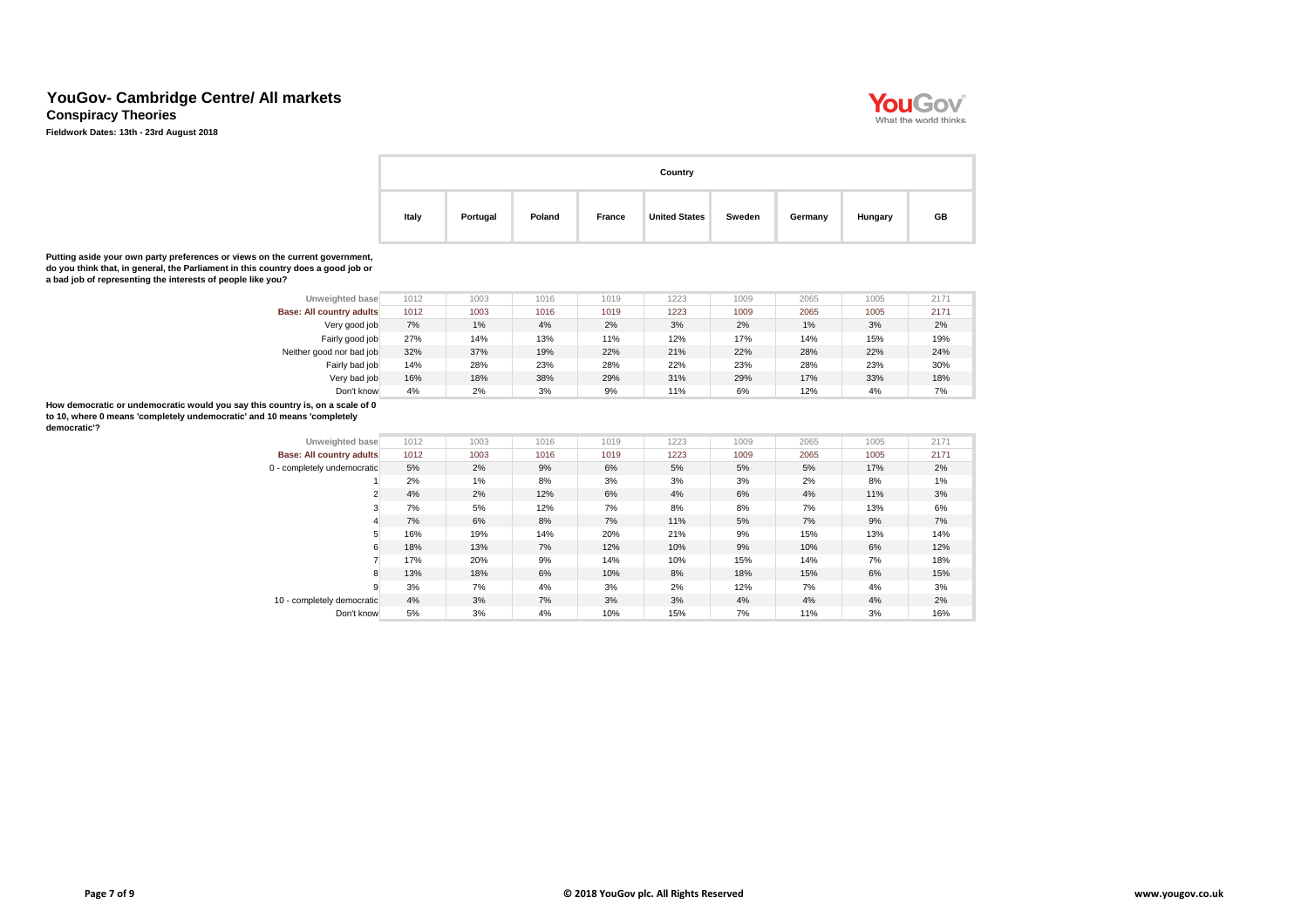# YouGov- Cambridge Centre/ All markets

## Conspiracy Theories

**Fieldwork Dates: 13th - 23rd August 2018**

| | Country | | | | | | | | |
|---|---|---|---|---|---|---|---|---|---|
| | Italy | Portugal | Poland | France | United States | Sweden | Germany | Hungary | GB |
| **Putting aside your own party preferences or views on the current government, do you think that, in general, the Parliament in this country does a good job or a bad job of representing the interests of people like you?** | | | | | | | | | |
| Unweighted base | 1012 | 1003 | 1016 | 1019 | 1223 | 1009 | 2065 | 1005 | 2171 |
| Base: All country adults | 1012 | 1003 | 1016 | 1019 | 1223 | 1009 | 2065 | 1005 | 2171 |
| Very good job | 7% | 1% | 4% | 2% | 3% | 2% | 1% | 3% | 2% |
| Fairly good job | 27% | 14% | 13% | 11% | 12% | 17% | 14% | 15% | 19% |
| Neither good nor bad job | 32% | 37% | 19% | 22% | 21% | 22% | 28% | 22% | 24% |
| Fairly bad job | 14% | 28% | 23% | 28% | 22% | 23% | 28% | 23% | 30% |
| Very bad job | 16% | 18% | 38% | 29% | 31% | 29% | 17% | 33% | 18% |
| Don't know | 4% | 2% | 3% | 9% | 11% | 6% | 12% | 4% | 7% |
| **How democratic or undemocratic would you say this country is, on a scale of 0 to 10, where 0 means 'completely undemocratic' and 10 means 'completely democratic'?** | | | | | | | | | |
| Unweighted base | 1012 | 1003 | 1016 | 1019 | 1223 | 1009 | 2065 | 1005 | 2171 |
| Base: All country adults | 1012 | 1003 | 1016 | 1019 | 1223 | 1009 | 2065 | 1005 | 2171 |
| 0 - completely undemocratic | 5% | 2% | 9% | 6% | 5% | 5% | 5% | 17% | 2% |
| 1 | 2% | 1% | 8% | 3% | 3% | 3% | 2% | 8% | 1% |
| 2 | 4% | 2% | 12% | 6% | 4% | 6% | 4% | 11% | 3% |
| 3 | 7% | 5% | 12% | 7% | 8% | 8% | 7% | 13% | 6% |
| 4 | 7% | 6% | 8% | 7% | 11% | 5% | 7% | 9% | 7% |
| 5 | 16% | 19% | 14% | 20% | 21% | 9% | 15% | 13% | 14% |
| 6 | 18% | 13% | 7% | 12% | 10% | 9% | 10% | 6% | 12% |
| 7 | 17% | 20% | 9% | 14% | 10% | 15% | 14% | 7% | 18% |
| 8 | 13% | 18% | 6% | 10% | 8% | 18% | 15% | 6% | 15% |
| 9 | 3% | 7% | 4% | 3% | 2% | 12% | 7% | 4% | 3% |
| 10 - completely democratic | 4% | 3% | 7% | 3% | 3% | 4% | 4% | 4% | 2% |
| Don't know | 5% | 3% | 4% | 10% | 15% | 7% | 11% | 3% | 16% |

© 2018 YouGov plc. All Rights Reserved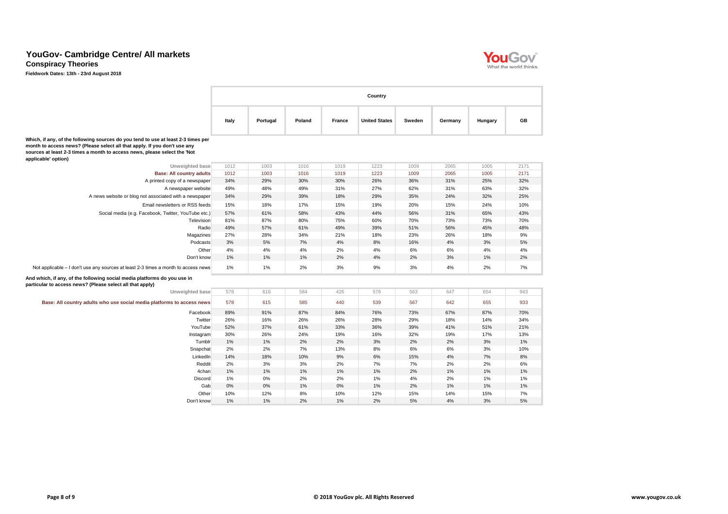# YouGov- Cambridge Centre/ All markets

## Conspiracy Theories

**Fieldwork Dates: 13th - 23rd August 2018**

| | Country | | | | | | | | |
|---|---|---|---|---|---|---|---|---|---|
| | Italy | Portugal | Poland | France | United States | Sweden | Germany | Hungary | GB |
| **Which, if any, of the following sources do you tend to use at least 2-3 times per month to access news? (Please select all that apply. If you don't use any sources at least 2-3 times a month to access news, please select the 'Not applicable' option)** | | | | | | | | | |
| Unweighted base | 1012 | 1003 | 1016 | 1019 | 1223 | 1009 | 2065 | 1005 | 2171 |
| **Base: All country adults** | 1012 | 1003 | 1016 | 1019 | 1223 | 1009 | 2065 | 1005 | 2171 |
| A printed copy of a newspaper | 34% | 29% | 30% | 30% | 26% | 36% | 31% | 25% | 32% |
| A newspaper website | 49% | 48% | 49% | 31% | 27% | 62% | 31% | 63% | 32% |
| A news website or blog not associated with a newspaper | 34% | 29% | 39% | 18% | 29% | 35% | 24% | 32% | 25% |
| Email newsletters or RSS feeds | 15% | 18% | 17% | 15% | 19% | 20% | 15% | 24% | 10% |
| Social media (e.g. Facebook, Twitter, YouTube etc.) | 57% | 61% | 58% | 43% | 44% | 56% | 31% | 65% | 43% |
| Television | 81% | 87% | 80% | 75% | 60% | 70% | 73% | 73% | 70% |
| Radio | 49% | 57% | 61% | 49% | 39% | 51% | 56% | 45% | 48% |
| Magazines | 27% | 28% | 34% | 21% | 18% | 23% | 26% | 18% | 9% |
| Podcasts | 3% | 5% | 7% | 4% | 8% | 16% | 4% | 3% | 5% |
| Other | 4% | 4% | 4% | 2% | 4% | 6% | 6% | 4% | 4% |
| Don't know | 1% | 1% | 1% | 2% | 4% | 2% | 3% | 1% | 2% |
| Not applicable – I don't use any sources at least 2-3 times a month to access news | 1% | 1% | 2% | 3% | 9% | 3% | 4% | 2% | 7% |
| **And which, if any, of the following social media platforms do you use in particular to access news? (Please select all that apply)** | | | | | | | | | |
| Unweighted base | 578 | 616 | 584 | 426 | 576 | 563 | 647 | 654 | 943 |
| **Base: All country adults who use social media platforms to access news** | 578 | 615 | 585 | 440 | 539 | 567 | 642 | 655 | 933 |
| Facebook | 89% | 91% | 87% | 84% | 76% | 73% | 67% | 87% | 70% |
| Twitter | 26% | 16% | 26% | 26% | 28% | 29% | 18% | 14% | 34% |
| YouTube | 52% | 37% | 61% | 33% | 36% | 39% | 41% | 51% | 21% |
| Instagram | 30% | 26% | 24% | 19% | 16% | 32% | 19% | 17% | 13% |
| Tumblr | 1% | 1% | 2% | 2% | 3% | 2% | 2% | 3% | 1% |
| Snapchat | 2% | 2% | 7% | 13% | 8% | 6% | 6% | 3% | 10% |
| LinkedIn | 14% | 18% | 10% | 9% | 6% | 15% | 4% | 7% | 8% |
| Reddit | 2% | 3% | 3% | 2% | 7% | 7% | 2% | 2% | 6% |
| 4chan | 1% | 1% | 1% | 1% | 1% | 2% | 1% | 1% | 1% |
| Discord | 1% | 0% | 2% | 2% | 1% | 4% | 2% | 1% | 1% |
| Gab | 0% | 0% | 1% | 0% | 1% | 2% | 1% | 1% | 1% |
| Other | 10% | 12% | 8% | 10% | 12% | 15% | 14% | 15% | 7% |
| Don't know | 1% | 1% | 2% | 1% | 2% | 5% | 4% | 3% | 5% |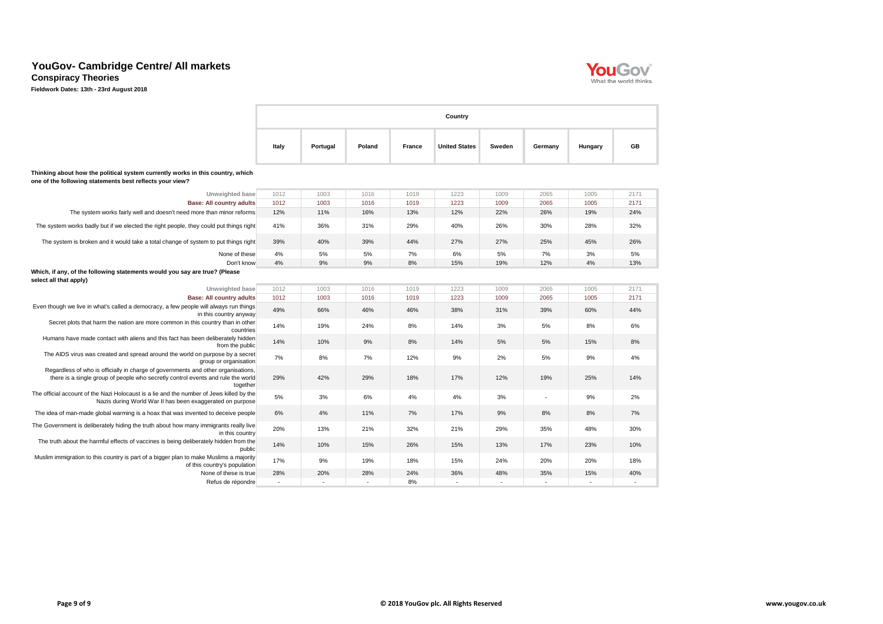# YouGov- Cambridge Centre/ All markets

## Conspiracy Theories

**Fieldwork Dates: 13th - 23rd August 2018**

| | Country | | | | | | | | |
|---|---|---|---|---|---|---|---|---|---|
| | Italy | Portugal | Poland | France | United States | Sweden | Germany | Hungary | GB |
| **Thinking about how the political system currently works in this country, which one of the following statements best reflects your view?** | | | | | | | | | |
| Unweighted base | 1012 | 1003 | 1016 | 1019 | 1223 | 1009 | 2065 | 1005 | 2171 |
| **Base: All country adults** | 1012 | 1003 | 1016 | 1019 | 1223 | 1009 | 2065 | 1005 | 2171 |
| The system works fairly well and doesn't need more than minor reforms | 12% | 11% | 16% | 13% | 12% | 22% | 26% | 19% | 24% |
| The system works badly but if we elected the right people, they could put things right | 41% | 36% | 31% | 29% | 40% | 26% | 30% | 28% | 32% |
| The system is broken and it would take a total change of system to put things right | 39% | 40% | 39% | 44% | 27% | 27% | 25% | 45% | 26% |
| None of these | 4% | 5% | 5% | 7% | 6% | 5% | 7% | 3% | 5% |
| Don't know | 4% | 9% | 9% | 8% | 15% | 19% | 12% | 4% | 13% |
| **Which, if any, of the following statements would you say are true? (Please select all that apply)** | | | | | | | | | |
| Unweighted base | 1012 | 1003 | 1016 | 1019 | 1223 | 1009 | 2065 | 1005 | 2171 |
| **Base: All country adults** | 1012 | 1003 | 1016 | 1019 | 1223 | 1009 | 2065 | 1005 | 2171 |
| Even though we live in what's called a democracy, a few people will always run things in this country anyway | 49% | 66% | 46% | 46% | 38% | 31% | 39% | 60% | 44% |
| Secret plots that harm the nation are more common in this country than in other countries | 14% | 19% | 24% | 8% | 14% | 3% | 5% | 8% | 6% |
| Humans have made contact with aliens and this fact has been deliberately hidden from the public | 14% | 10% | 9% | 8% | 14% | 5% | 5% | 15% | 8% |
| The AIDS virus was created and spread around the world on purpose by a secret group or organisation | 7% | 8% | 7% | 12% | 9% | 2% | 5% | 9% | 4% |
| Regardless of who is officially in charge of governments and other organisations, there is a single group of people who secretly control events and rule the world together | 29% | 42% | 29% | 18% | 17% | 12% | 19% | 25% | 14% |
| The official account of the Nazi Holocaust is a lie and the number of Jews killed by the Nazis during World War II has been exaggerated on purpose | 5% | 3% | 6% | 4% | 4% | 3% | - | 9% | 2% |
| The idea of man-made global warming is a hoax that was invented to deceive people | 6% | 4% | 11% | 7% | 17% | 9% | 8% | 8% | 7% |
| The Government is deliberately hiding the truth about how many immigrants really live in this country | 20% | 13% | 21% | 32% | 21% | 29% | 35% | 48% | 30% |
| The truth about the harmful effects of vaccines is being deliberately hidden from the public | 14% | 10% | 15% | 26% | 15% | 13% | 17% | 23% | 10% |
| Muslim immigration to this country is part of a bigger plan to make Muslims a majority of this country's population | 17% | 9% | 19% | 18% | 15% | 24% | 20% | 20% | 18% |
| None of these is true | 28% | 20% | 28% | 24% | 36% | 48% | 35% | 15% | 40% |
| Refus de répondre | - | - | - | 8% | - | - | - | - | - |